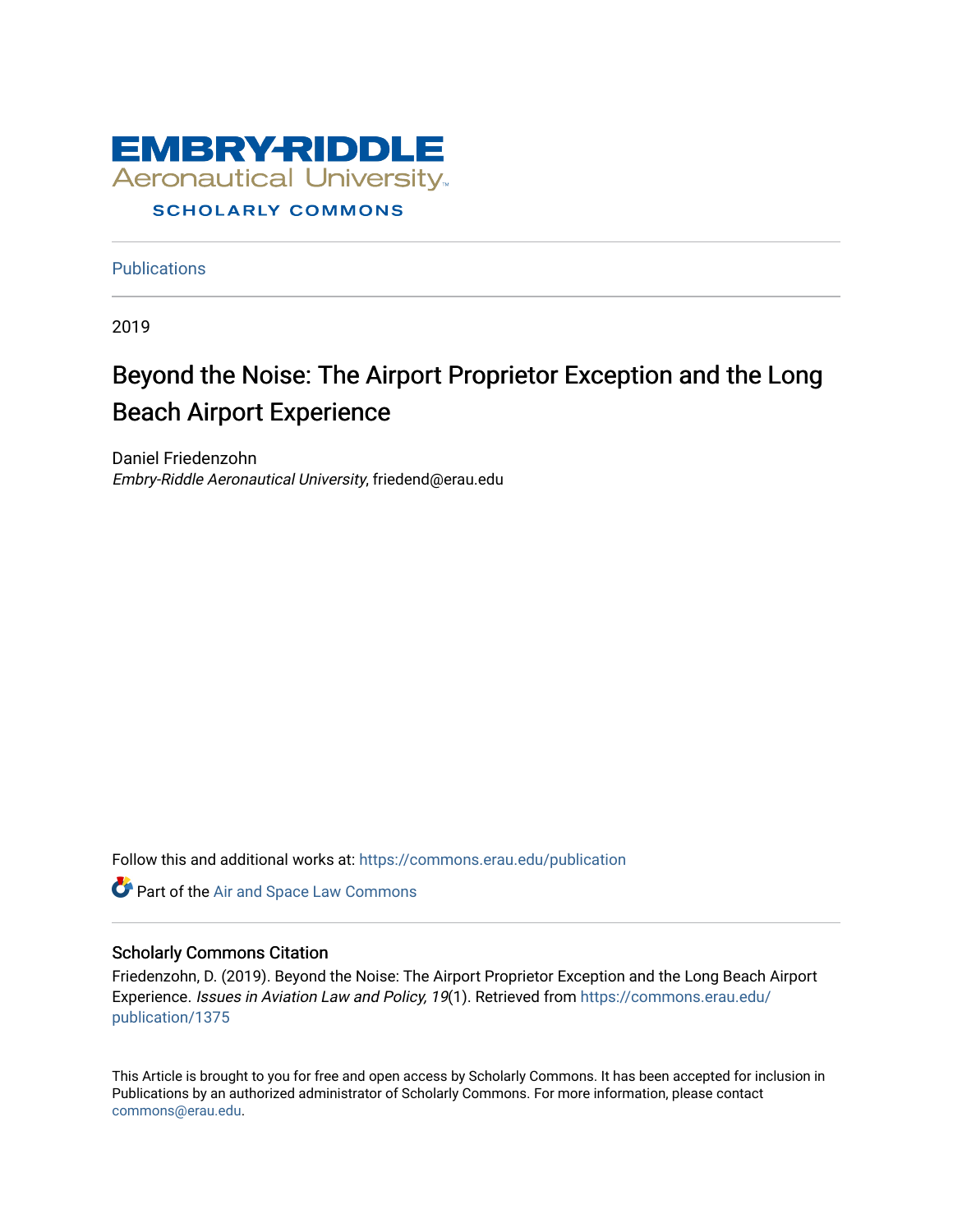EMBRY-RIDDLE
Aeronautical University
SCHOLARLY COMMONS

Publications

2019

# Beyond the Noise: The Airport Proprietor Exception and the Long Beach Airport Experience

Daniel Friedenzohn
*Embry-Riddle Aeronautical University*, friedend@erau.edu

Follow this and additional works at: https://commons.erau.edu/publication

Part of the Air and Space Law Commons

## Scholarly Commons Citation

Friedenzohn, D. (2019). Beyond the Noise: The Airport Proprietor Exception and the Long Beach Airport Experience. *Issues in Aviation Law and Policy, 19*(1). Retrieved from https://commons.erau.edu/publication/1375

This Article is brought to you for free and open access by Scholarly Commons. It has been accepted for inclusion in Publications by an authorized administrator of Scholarly Commons. For more information, please contact commons@erau.edu.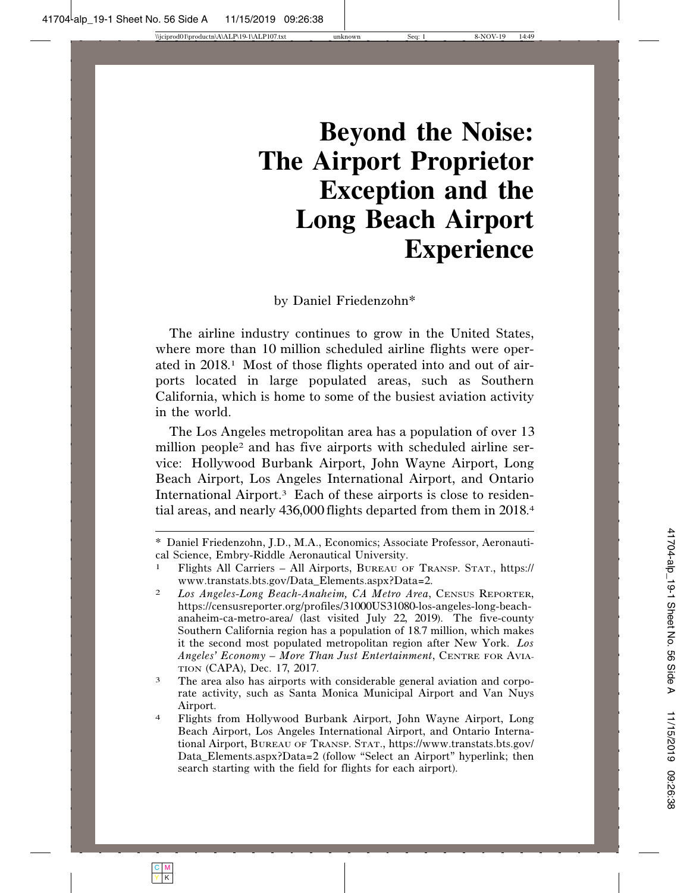# Beyond the Noise: The Airport Proprietor Exception and the Long Beach Airport Experience

by Daniel Friedenzohn*

The airline industry continues to grow in the United States, where more than 10 million scheduled airline flights were operated in 2018.[1] Most of those flights operated into and out of airports located in large populated areas, such as Southern California, which is home to some of the busiest aviation activity in the world.

The Los Angeles metropolitan area has a population of over 13 million people[2] and has five airports with scheduled airline service: Hollywood Burbank Airport, John Wayne Airport, Long Beach Airport, Los Angeles International Airport, and Ontario International Airport.[3] Each of these airports is close to residential areas, and nearly 436,000 flights departed from them in 2018.[4]

---

\* Daniel Friedenzohn, J.D., M.A., Economics; Associate Professor, Aeronautical Science, Embry-Riddle Aeronautical University.

1. Flights All Carriers – All Airports, Bureau of Transp. Stat., https://www.transtats.bts.gov/Data_Elements.aspx?Data=2.

2. *Los Angeles-Long Beach-Anaheim, CA Metro Area*, Census Reporter, https://censusreporter.org/profiles/31000US31080-los-angeles-long-beach-anaheim-ca-metro-area/ (last visited July 22, 2019). The five-county Southern California region has a population of 18.7 million, which makes it the second most populated metropolitan region after New York. *Los Angeles' Economy – More Than Just Entertainment*, Centre for Aviation (CAPA), Dec. 17, 2017.

3. The area also has airports with considerable general aviation and corporate activity, such as Santa Monica Municipal Airport and Van Nuys Airport.

4. Flights from Hollywood Burbank Airport, John Wayne Airport, Long Beach Airport, Los Angeles International Airport, and Ontario International Airport, Bureau of Transp. Stat., https://www.transtats.bts.gov/Data_Elements.aspx?Data=2 (follow "Select an Airport" hyperlink; then search starting with the field for flights for each airport).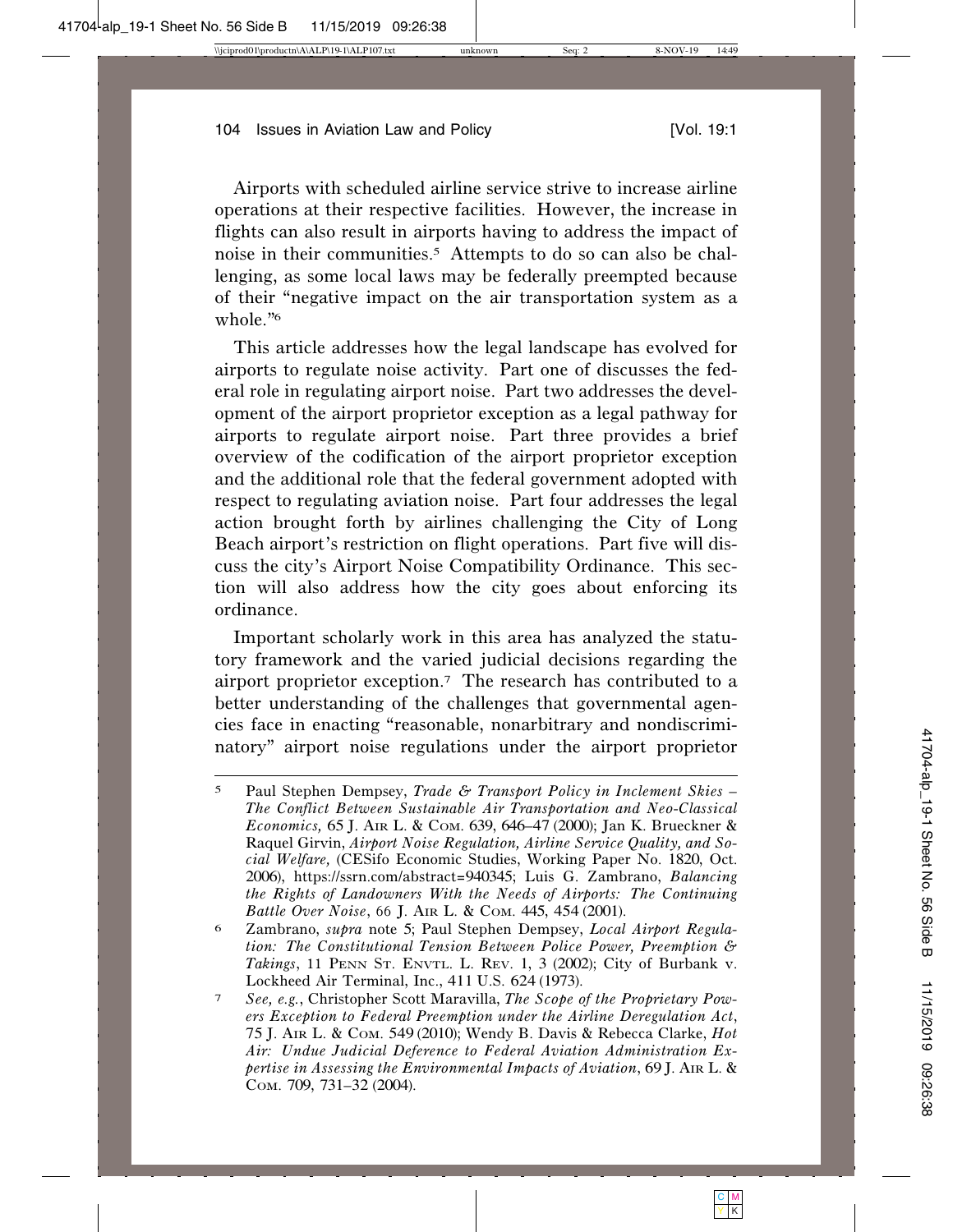Airports with scheduled airline service strive to increase airline operations at their respective facilities. However, the increase in flights can also result in airports having to address the impact of noise in their communities.[5] Attempts to do so can also be challenging, as some local laws may be federally preempted because of their "negative impact on the air transportation system as a whole."[6]

This article addresses how the legal landscape has evolved for airports to regulate noise activity. Part one of discusses the federal role in regulating airport noise. Part two addresses the development of the airport proprietor exception as a legal pathway for airports to regulate airport noise. Part three provides a brief overview of the codification of the airport proprietor exception and the additional role that the federal government adopted with respect to regulating aviation noise. Part four addresses the legal action brought forth by airlines challenging the City of Long Beach airport's restriction on flight operations. Part five will discuss the city's Airport Noise Compatibility Ordinance. This section will also address how the city goes about enforcing its ordinance.

Important scholarly work in this area has analyzed the statutory framework and the varied judicial decisions regarding the airport proprietor exception.[7] The research has contributed to a better understanding of the challenges that governmental agencies face in enacting "reasonable, nonarbitrary and nondiscriminatory" airport noise regulations under the airport proprietor

---

[5] Paul Stephen Dempsey, *Trade & Transport Policy in Inclement Skies – The Conflict Between Sustainable Air Transportation and Neo-Classical Economics,* 65 J. Air L. & Com. 639, 646–47 (2000); Jan K. Brueckner & Raquel Girvin, *Airport Noise Regulation, Airline Service Quality, and Social Welfare,* (CESifo Economic Studies, Working Paper No. 1820, Oct. 2006), https://ssrn.com/abstract=940345; Luis G. Zambrano, *Balancing the Rights of Landowners With the Needs of Airports: The Continuing Battle Over Noise*, 66 J. Air L. & Com. 445, 454 (2001).

[6] Zambrano, *supra* note 5; Paul Stephen Dempsey, *Local Airport Regulation: The Constitutional Tension Between Police Power, Preemption & Takings*, 11 Penn St. Envtl. L. Rev. 1, 3 (2002); City of Burbank v. Lockheed Air Terminal, Inc., 411 U.S. 624 (1973).

[7] *See, e.g.*, Christopher Scott Maravilla, *The Scope of the Proprietary Powers Exception to Federal Preemption under the Airline Deregulation Act*, 75 J. Air L. & Com. 549 (2010); Wendy B. Davis & Rebecca Clarke, *Hot Air: Undue Judicial Deference to Federal Aviation Administration Expertise in Assessing the Environmental Impacts of Aviation*, 69 J. Air L. & Com. 709, 731–32 (2004).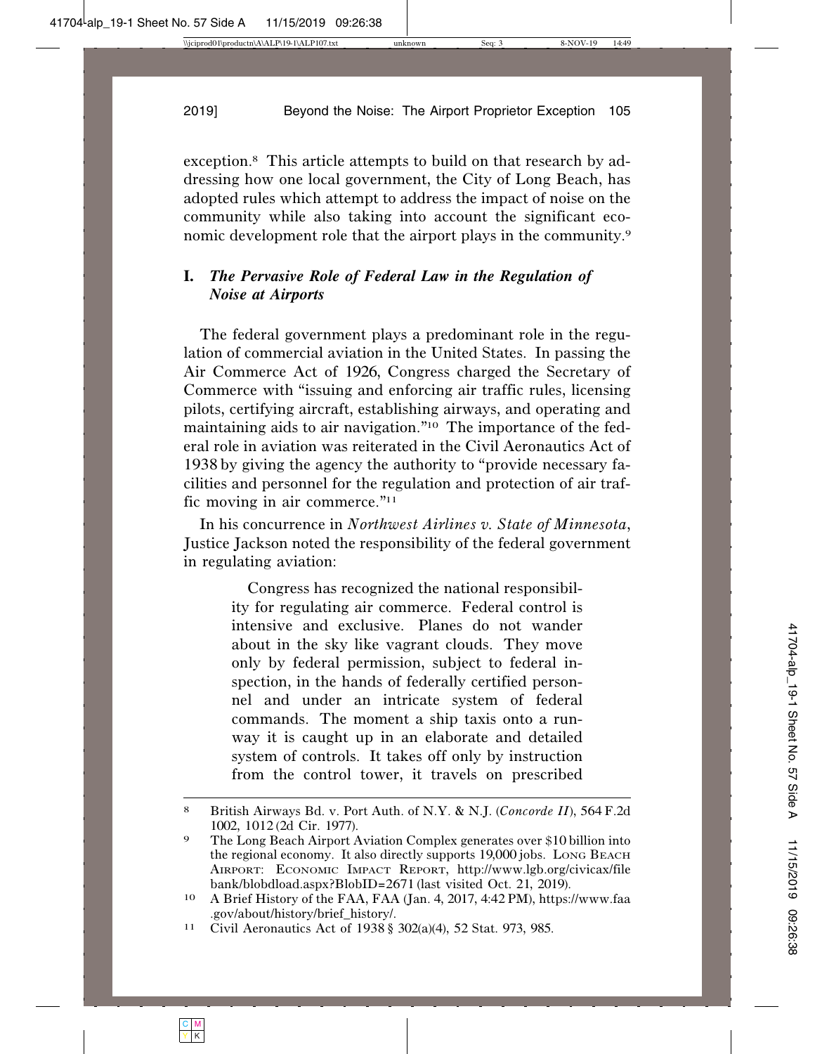exception.[8] This article attempts to build on that research by addressing how one local government, the City of Long Beach, has adopted rules which attempt to address the impact of noise on the community while also taking into account the significant economic development role that the airport plays in the community.[9]

## I. *The Pervasive Role of Federal Law in the Regulation of Noise at Airports*

The federal government plays a predominant role in the regulation of commercial aviation in the United States. In passing the Air Commerce Act of 1926, Congress charged the Secretary of Commerce with "issuing and enforcing air traffic rules, licensing pilots, certifying aircraft, establishing airways, and operating and maintaining aids to air navigation."[10] The importance of the federal role in aviation was reiterated in the Civil Aeronautics Act of 1938 by giving the agency the authority to "provide necessary facilities and personnel for the regulation and protection of air traffic moving in air commerce."[11]

In his concurrence in *Northwest Airlines v. State of Minnesota*, Justice Jackson noted the responsibility of the federal government in regulating aviation:

> Congress has recognized the national responsibility for regulating air commerce. Federal control is intensive and exclusive. Planes do not wander about in the sky like vagrant clouds. They move only by federal permission, subject to federal inspection, in the hands of federally certified personnel and under an intricate system of federal commands. The moment a ship taxis onto a runway it is caught up in an elaborate and detailed system of controls. It takes off only by instruction from the control tower, it travels on prescribed

---

[8] British Airways Bd. v. Port Auth. of N.Y. & N.J. (*Concorde II*), 564 F.2d 1002, 1012 (2d Cir. 1977).

[9] The Long Beach Airport Aviation Complex generates over $10 billion into the regional economy. It also directly supports 19,000 jobs. LONG BEACH AIRPORT: ECONOMIC IMPACT REPORT, http://www.lgb.org/civicax/filebank/blobdload.aspx?BlobID=2671 (last visited Oct. 21, 2019).

[10] A Brief History of the FAA, FAA (Jan. 4, 2017, 4:42 PM), https://www.faa.gov/about/history/brief_history/.

[11] Civil Aeronautics Act of 1938 § 302(a)(4), 52 Stat. 973, 985.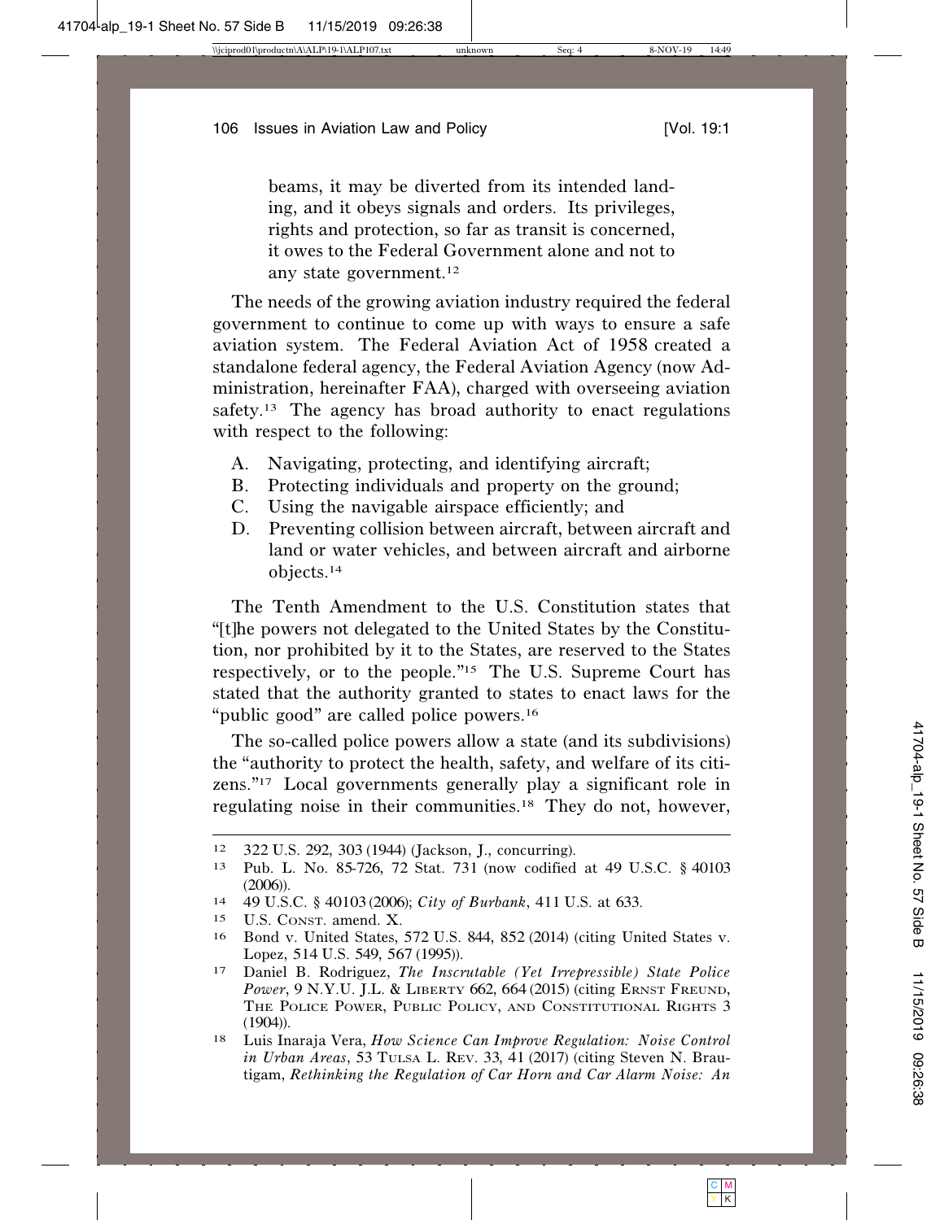> beams, it may be diverted from its intended landing, and it obeys signals and orders. Its privileges, rights and protection, so far as transit is concerned, it owes to the Federal Government alone and not to any state government.[12]

The needs of the growing aviation industry required the federal government to continue to come up with ways to ensure a safe aviation system. The Federal Aviation Act of 1958 created a standalone federal agency, the Federal Aviation Agency (now Administration, hereinafter FAA), charged with overseeing aviation safety.[13] The agency has broad authority to enact regulations with respect to the following:

A. Navigating, protecting, and identifying aircraft;
B. Protecting individuals and property on the ground;
C. Using the navigable airspace efficiently; and
D. Preventing collision between aircraft, between aircraft and land or water vehicles, and between aircraft and airborne objects.[14]

The Tenth Amendment to the U.S. Constitution states that "[t]he powers not delegated to the United States by the Constitution, nor prohibited by it to the States, are reserved to the States respectively, or to the people."[15] The U.S. Supreme Court has stated that the authority granted to states to enact laws for the "public good" are called police powers.[16]

The so-called police powers allow a state (and its subdivisions) the "authority to protect the health, safety, and welfare of its citizens."[17] Local governments generally play a significant role in regulating noise in their communities.[18] They do not, however,

---

[12] 322 U.S. 292, 303 (1944) (Jackson, J., concurring).

[13] Pub. L. No. 85-726, 72 Stat. 731 (now codified at 49 U.S.C. § 40103 (2006)).

[14] 49 U.S.C. § 40103 (2006); *City of Burbank*, 411 U.S. at 633.

[15] U.S. Const. amend. X.

[16] Bond v. United States, 572 U.S. 844, 852 (2014) (citing United States v. Lopez, 514 U.S. 549, 567 (1995)).

[17] Daniel B. Rodriguez, *The Inscrutable (Yet Irrepressible) State Police Power*, 9 N.Y.U. J.L. & Liberty 662, 664 (2015) (citing Ernst Freund, The Police Power, Public Policy, and Constitutional Rights 3 (1904)).

[18] Luis Inaraja Vera, *How Science Can Improve Regulation: Noise Control in Urban Areas*, 53 Tulsa L. Rev. 33, 41 (2017) (citing Steven N. Brautigam, *Rethinking the Regulation of Car Horn and Car Alarm Noise: An*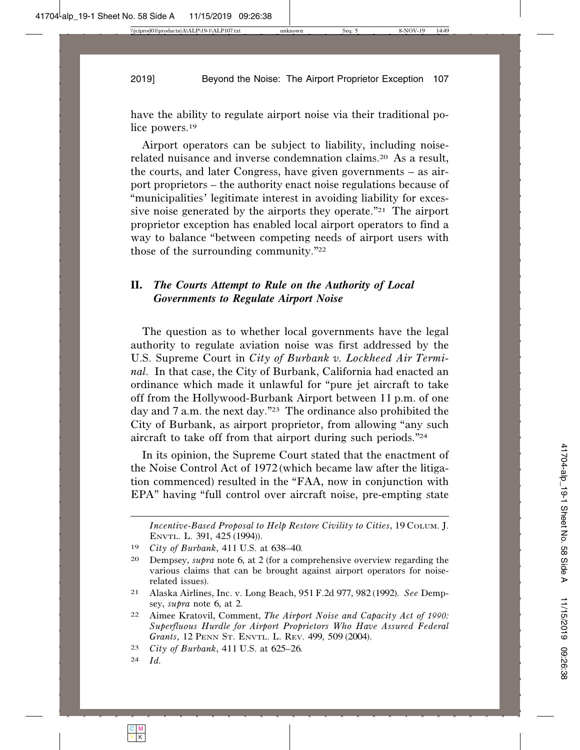have the ability to regulate airport noise via their traditional police powers.[19]

Airport operators can be subject to liability, including noise-related nuisance and inverse condemnation claims.[20] As a result, the courts, and later Congress, have given governments – as airport proprietors – the authority enact noise regulations because of "municipalities' legitimate interest in avoiding liability for excessive noise generated by the airports they operate."[21] The airport proprietor exception has enabled local airport operators to find a way to balance "between competing needs of airport users with those of the surrounding community."[22]

## II. *The Courts Attempt to Rule on the Authority of Local Governments to Regulate Airport Noise*

The question as to whether local governments have the legal authority to regulate aviation noise was first addressed by the U.S. Supreme Court in *City of Burbank v. Lockheed Air Terminal*. In that case, the City of Burbank, California had enacted an ordinance which made it unlawful for "pure jet aircraft to take off from the Hollywood-Burbank Airport between 11 p.m. of one day and 7 a.m. the next day."[23] The ordinance also prohibited the City of Burbank, as airport proprietor, from allowing "any such aircraft to take off from that airport during such periods."[24]

In its opinion, the Supreme Court stated that the enactment of the Noise Control Act of 1972 (which became law after the litigation commenced) resulted in the "FAA, now in conjunction with EPA" having "full control over aircraft noise, pre-empting state

---

*Incentive-Based Proposal to Help Restore Civility to Cities*, 19 COLUM. J. ENVTL. L. 391, 425 (1994)).

19 *City of Burbank*, 411 U.S. at 638–40.

20 Dempsey, *supra* note 6, at 2 (for a comprehensive overview regarding the various claims that can be brought against airport operators for noise-related issues).

21 Alaska Airlines, Inc. v. Long Beach, 951 F.2d 977, 982 (1992). *See* Dempsey, *supra* note 6, at 2.

22 Aimee Kratovil, Comment, *The Airport Noise and Capacity Act of 1990: Superfluous Hurdle for Airport Proprietors Who Have Assured Federal Grants*, 12 PENN ST. ENVTL. L. REV. 499, 509 (2004).

23 *City of Burbank*, 411 U.S. at 625–26.

24 *Id.*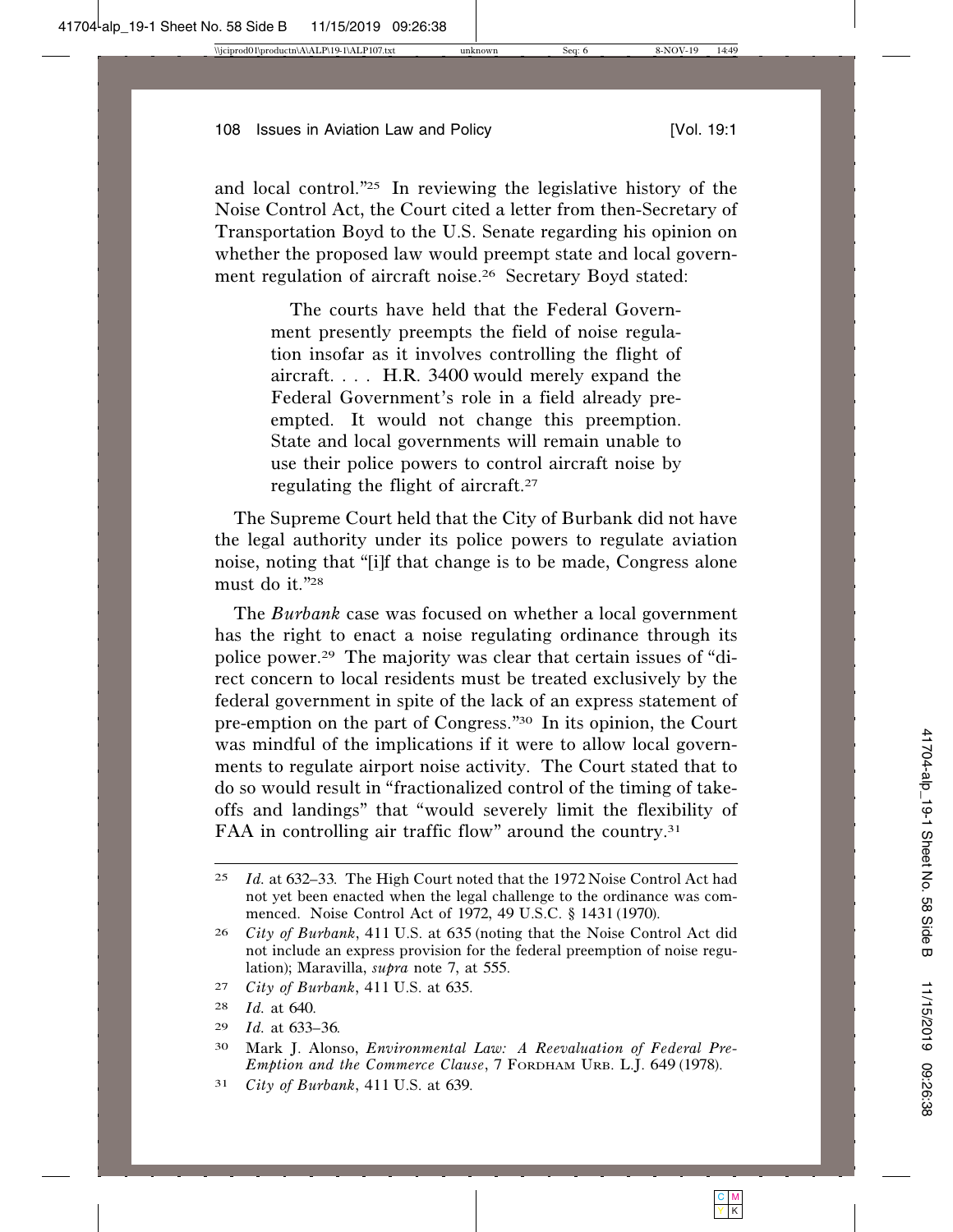and local control."[25] In reviewing the legislative history of the Noise Control Act, the Court cited a letter from then-Secretary of Transportation Boyd to the U.S. Senate regarding his opinion on whether the proposed law would preempt state and local government regulation of aircraft noise.[26] Secretary Boyd stated:

> The courts have held that the Federal Government presently preempts the field of noise regulation insofar as it involves controlling the flight of aircraft. . . . H.R. 3400 would merely expand the Federal Government's role in a field already preempted. It would not change this preemption. State and local governments will remain unable to use their police powers to control aircraft noise by regulating the flight of aircraft.[27]

The Supreme Court held that the City of Burbank did not have the legal authority under its police powers to regulate aviation noise, noting that "[i]f that change is to be made, Congress alone must do it."[28]

The *Burbank* case was focused on whether a local government has the right to enact a noise regulating ordinance through its police power.[29] The majority was clear that certain issues of "direct concern to local residents must be treated exclusively by the federal government in spite of the lack of an express statement of pre-emption on the part of Congress."[30] In its opinion, the Court was mindful of the implications if it were to allow local governments to regulate airport noise activity. The Court stated that to do so would result in "fractionalized control of the timing of takeoffs and landings" that "would severely limit the flexibility of FAA in controlling air traffic flow" around the country.[31]

---

[25] *Id.* at 632–33. The High Court noted that the 1972 Noise Control Act had not yet been enacted when the legal challenge to the ordinance was commenced. Noise Control Act of 1972, 49 U.S.C. § 1431 (1970).

[26] *City of Burbank*, 411 U.S. at 635 (noting that the Noise Control Act did not include an express provision for the federal preemption of noise regulation); Maravilla, *supra* note 7, at 555.

[27] *City of Burbank*, 411 U.S. at 635.

[28] *Id.* at 640.

[29] *Id.* at 633–36.

[30] Mark J. Alonso, *Environmental Law: A Reevaluation of Federal Pre-Emption and the Commerce Clause*, 7 FORDHAM URB. L.J. 649 (1978).

[31] *City of Burbank*, 411 U.S. at 639.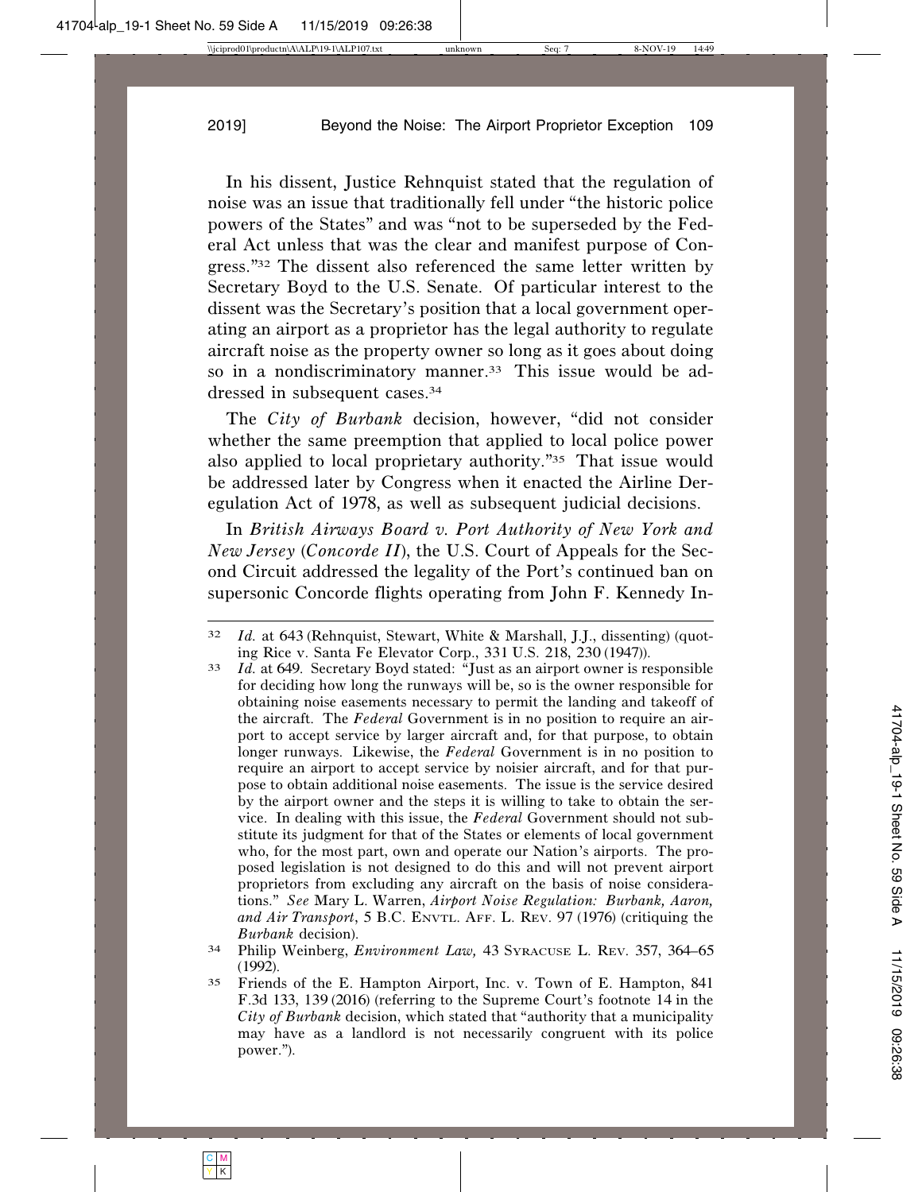In his dissent, Justice Rehnquist stated that the regulation of noise was an issue that traditionally fell under "the historic police powers of the States" and was "not to be superseded by the Federal Act unless that was the clear and manifest purpose of Congress."[32] The dissent also referenced the same letter written by Secretary Boyd to the U.S. Senate. Of particular interest to the dissent was the Secretary's position that a local government operating an airport as a proprietor has the legal authority to regulate aircraft noise as the property owner so long as it goes about doing so in a nondiscriminatory manner.[33] This issue would be addressed in subsequent cases.[34]

The *City of Burbank* decision, however, "did not consider whether the same preemption that applied to local police power also applied to local proprietary authority."[35] That issue would be addressed later by Congress when it enacted the Airline Deregulation Act of 1978, as well as subsequent judicial decisions.

In *British Airways Board v. Port Authority of New York and New Jersey* (*Concorde II*), the U.S. Court of Appeals for the Second Circuit addressed the legality of the Port's continued ban on supersonic Concorde flights operating from John F. Kennedy In-

---

[32] *Id.* at 643 (Rehnquist, Stewart, White & Marshall, J.J., dissenting) (quoting Rice v. Santa Fe Elevator Corp., 331 U.S. 218, 230 (1947)).

[33] *Id.* at 649. Secretary Boyd stated: "Just as an airport owner is responsible for deciding how long the runways will be, so is the owner responsible for obtaining noise easements necessary to permit the landing and takeoff of the aircraft. The *Federal* Government is in no position to require an airport to accept service by larger aircraft and, for that purpose, to obtain longer runways. Likewise, the *Federal* Government is in no position to require an airport to accept service by noisier aircraft, and for that purpose to obtain additional noise easements. The issue is the service desired by the airport owner and the steps it is willing to take to obtain the service. In dealing with this issue, the *Federal* Government should not substitute its judgment for that of the States or elements of local government who, for the most part, own and operate our Nation's airports. The proposed legislation is not designed to do this and will not prevent airport proprietors from excluding any aircraft on the basis of noise considerations." *See* Mary L. Warren, *Airport Noise Regulation: Burbank, Aaron, and Air Transport*, 5 B.C. Envtl. Aff. L. Rev. 97 (1976) (critiquing the *Burbank* decision).

[34] Philip Weinberg, *Environment Law,* 43 Syracuse L. Rev. 357, 364–65 (1992).

[35] Friends of the E. Hampton Airport, Inc. v. Town of E. Hampton, 841 F.3d 133, 139 (2016) (referring to the Supreme Court's footnote 14 in the *City of Burbank* decision, which stated that "authority that a municipality may have as a landlord is not necessarily congruent with its police power.").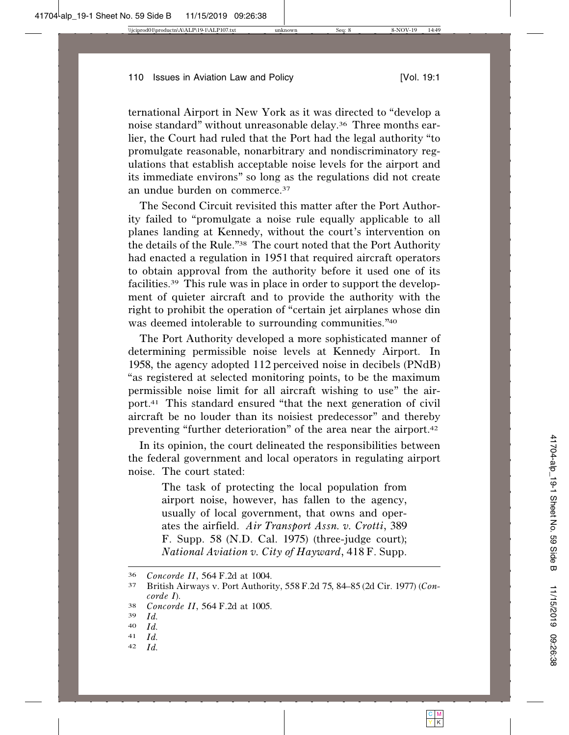ternational Airport in New York as it was directed to "develop a noise standard" without unreasonable delay.[36] Three months earlier, the Court had ruled that the Port had the legal authority "to promulgate reasonable, nonarbitrary and nondiscriminatory regulations that establish acceptable noise levels for the airport and its immediate environs" so long as the regulations did not create an undue burden on commerce.[37]

The Second Circuit revisited this matter after the Port Authority failed to "promulgate a noise rule equally applicable to all planes landing at Kennedy, without the court's intervention on the details of the Rule."[38] The court noted that the Port Authority had enacted a regulation in 1951 that required aircraft operators to obtain approval from the authority before it used one of its facilities.[39] This rule was in place in order to support the development of quieter aircraft and to provide the authority with the right to prohibit the operation of "certain jet airplanes whose din was deemed intolerable to surrounding communities."[40]

The Port Authority developed a more sophisticated manner of determining permissible noise levels at Kennedy Airport. In 1958, the agency adopted 112 perceived noise in decibels (PNdB) "as registered at selected monitoring points, to be the maximum permissible noise limit for all aircraft wishing to use" the airport.[41] This standard ensured "that the next generation of civil aircraft be no louder than its noisiest predecessor" and thereby preventing "further deterioration" of the area near the airport.[42]

In its opinion, the court delineated the responsibilities between the federal government and local operators in regulating airport noise. The court stated:

> The task of protecting the local population from airport noise, however, has fallen to the agency, usually of local government, that owns and operates the airfield. *Air Transport Assn. v. Crotti*, 389 F. Supp. 58 (N.D. Cal. 1975) (three-judge court); *National Aviation v. City of Hayward*, 418 F. Supp.

---

[36] *Concorde II*, 564 F.2d at 1004.

[37] British Airways v. Port Authority, 558 F.2d 75, 84–85 (2d Cir. 1977) (*Concorde I*).

[38] *Concorde II*, 564 F.2d at 1005.

[39] *Id.*

[40] *Id.*

[41] *Id.*

[42] *Id.*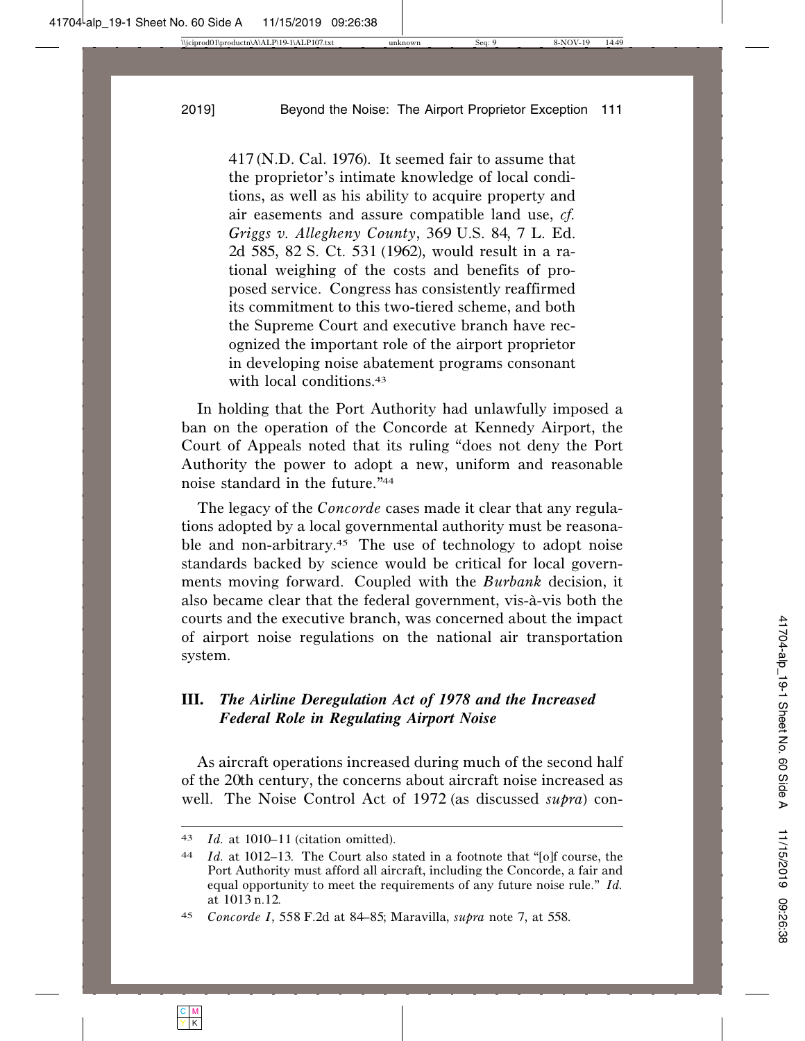417 (N.D. Cal. 1976). It seemed fair to assume that the proprietor's intimate knowledge of local conditions, as well as his ability to acquire property and air easements and assure compatible land use, *cf. Griggs v. Allegheny County*, 369 U.S. 84, 7 L. Ed. 2d 585, 82 S. Ct. 531 (1962), would result in a rational weighing of the costs and benefits of proposed service. Congress has consistently reaffirmed its commitment to this two-tiered scheme, and both the Supreme Court and executive branch have recognized the important role of the airport proprietor in developing noise abatement programs consonant with local conditions.[43]

In holding that the Port Authority had unlawfully imposed a ban on the operation of the Concorde at Kennedy Airport, the Court of Appeals noted that its ruling "does not deny the Port Authority the power to adopt a new, uniform and reasonable noise standard in the future."[44]

The legacy of the *Concorde* cases made it clear that any regulations adopted by a local governmental authority must be reasonable and non-arbitrary.[45] The use of technology to adopt noise standards backed by science would be critical for local governments moving forward. Coupled with the *Burbank* decision, it also became clear that the federal government, vis-à-vis both the courts and the executive branch, was concerned about the impact of airport noise regulations on the national air transportation system.

## III. *The Airline Deregulation Act of 1978 and the Increased Federal Role in Regulating Airport Noise*

As aircraft operations increased during much of the second half of the 20th century, the concerns about aircraft noise increased as well. The Noise Control Act of 1972 (as discussed *supra*) con-

---

43 *Id.* at 1010–11 (citation omitted).

44 *Id.* at 1012–13. The Court also stated in a footnote that "[o]f course, the Port Authority must afford all aircraft, including the Concorde, a fair and equal opportunity to meet the requirements of any future noise rule." *Id.* at 1013 n.12.

45 *Concorde I*, 558 F.2d at 84–85; Maravilla, *supra* note 7, at 558.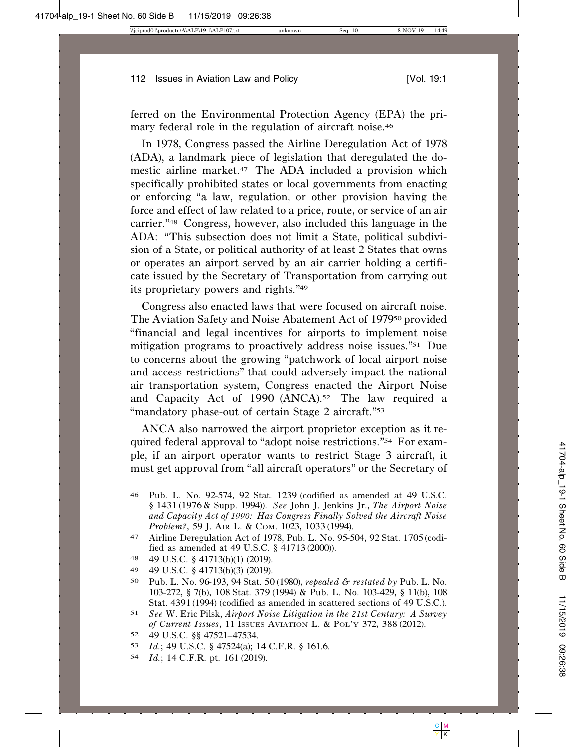ferred on the Environmental Protection Agency (EPA) the primary federal role in the regulation of aircraft noise.[46]

In 1978, Congress passed the Airline Deregulation Act of 1978 (ADA), a landmark piece of legislation that deregulated the domestic airline market.[47] The ADA included a provision which specifically prohibited states or local governments from enacting or enforcing "a law, regulation, or other provision having the force and effect of law related to a price, route, or service of an air carrier."[48] Congress, however, also included this language in the ADA: "This subsection does not limit a State, political subdivision of a State, or political authority of at least 2 States that owns or operates an airport served by an air carrier holding a certificate issued by the Secretary of Transportation from carrying out its proprietary powers and rights."[49]

Congress also enacted laws that were focused on aircraft noise. The Aviation Safety and Noise Abatement Act of 1979[50] provided "financial and legal incentives for airports to implement noise mitigation programs to proactively address noise issues."[51] Due to concerns about the growing "patchwork of local airport noise and access restrictions" that could adversely impact the national air transportation system, Congress enacted the Airport Noise and Capacity Act of 1990 (ANCA).[52] The law required a "mandatory phase-out of certain Stage 2 aircraft."[53]

ANCA also narrowed the airport proprietor exception as it required federal approval to "adopt noise restrictions."[54] For example, if an airport operator wants to restrict Stage 3 aircraft, it must get approval from "all aircraft operators" or the Secretary of

---

46 Pub. L. No. 92-574, 92 Stat. 1239 (codified as amended at 49 U.S.C. § 1431 (1976 & Supp. 1994)). *See* John J. Jenkins Jr., *The Airport Noise and Capacity Act of 1990: Has Congress Finally Solved the Aircraft Noise Problem?*, 59 J. Air L. & Com. 1023, 1033 (1994).

47 Airline Deregulation Act of 1978, Pub. L. No. 95-504, 92 Stat. 1705 (codified as amended at 49 U.S.C. § 41713 (2000)).

48 49 U.S.C. § 41713(b)(1) (2019).

49 49 U.S.C. § 41713(b)(3) (2019).

50 Pub. L. No. 96-193, 94 Stat. 50 (1980), *repealed & restated by* Pub. L. No. 103-272, § 7(b), 108 Stat. 379 (1994) & Pub. L. No. 103-429, § 11(b), 108 Stat. 4391 (1994) (codified as amended in scattered sections of 49 U.S.C.).

51 *See* W. Eric Pilsk, *Airport Noise Litigation in the 21st Century: A Survey of Current Issues*, 11 Issues Aviation L. & Pol'y 372, 388 (2012).

52 49 U.S.C. §§ 47521–47534.

53 *Id.*; 49 U.S.C. § 47524(a); 14 C.F.R. § 161.6.

54 *Id.*; 14 C.F.R. pt. 161 (2019).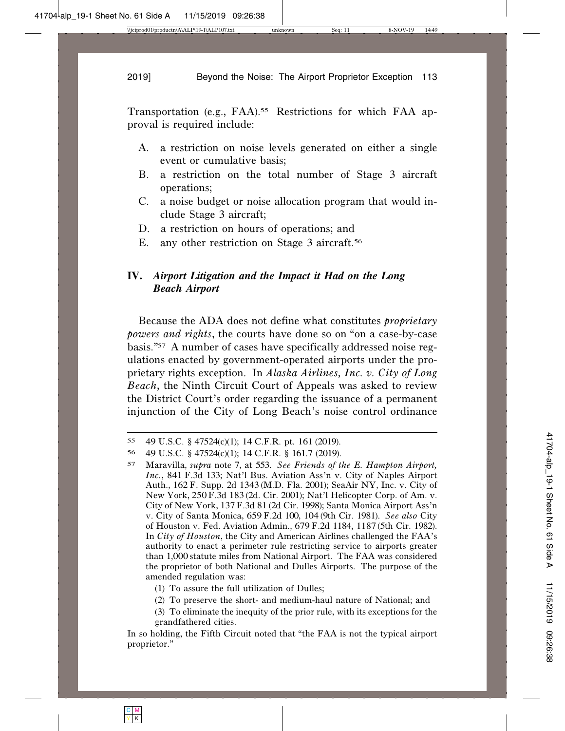Transportation (e.g., FAA).[55] Restrictions for which FAA approval is required include:

A. a restriction on noise levels generated on either a single event or cumulative basis;
B. a restriction on the total number of Stage 3 aircraft operations;
C. a noise budget or noise allocation program that would include Stage 3 aircraft;
D. a restriction on hours of operations; and
E. any other restriction on Stage 3 aircraft.[56]

## IV. *Airport Litigation and the Impact it Had on the Long Beach Airport*

Because the ADA does not define what constitutes *proprietary powers and rights*, the courts have done so on "on a case-by-case basis."[57] A number of cases have specifically addressed noise regulations enacted by government-operated airports under the proprietary rights exception. In *Alaska Airlines, Inc. v. City of Long Beach*, the Ninth Circuit Court of Appeals was asked to review the District Court's order regarding the issuance of a permanent injunction of the City of Long Beach's noise control ordinance

---

[55] 49 U.S.C. § 47524(c)(1); 14 C.F.R. pt. 161 (2019).

[56] 49 U.S.C. § 47524(c)(1); 14 C.F.R. § 161.7 (2019).

[57] Maravilla, *supra* note 7, at 553. *See Friends of the E. Hampton Airport, Inc.*, 841 F.3d 133; Nat'l Bus. Aviation Ass'n v. City of Naples Airport Auth., 162 F. Supp. 2d 1343 (M.D. Fla. 2001); SeaAir NY, Inc. v. City of New York, 250 F.3d 183 (2d. Cir. 2001); Nat'l Helicopter Corp. of Am. v. City of New York, 137 F.3d 81 (2d Cir. 1998); Santa Monica Airport Ass'n v. City of Santa Monica, 659 F.2d 100, 104 (9th Cir. 1981). *See also* City of Houston v. Fed. Aviation Admin., 679 F.2d 1184, 1187 (5th Cir. 1982). In *City of Houston*, the City and American Airlines challenged the FAA's authority to enact a perimeter rule restricting service to airports greater than 1,000 statute miles from National Airport. The FAA was considered the proprietor of both National and Dulles Airports. The purpose of the amended regulation was:

(1) To assure the full utilization of Dulles;

(2) To preserve the short- and medium-haul nature of National; and

(3) To eliminate the inequity of the prior rule, with its exceptions for the grandfathered cities.

In so holding, the Fifth Circuit noted that "the FAA is not the typical airport proprietor."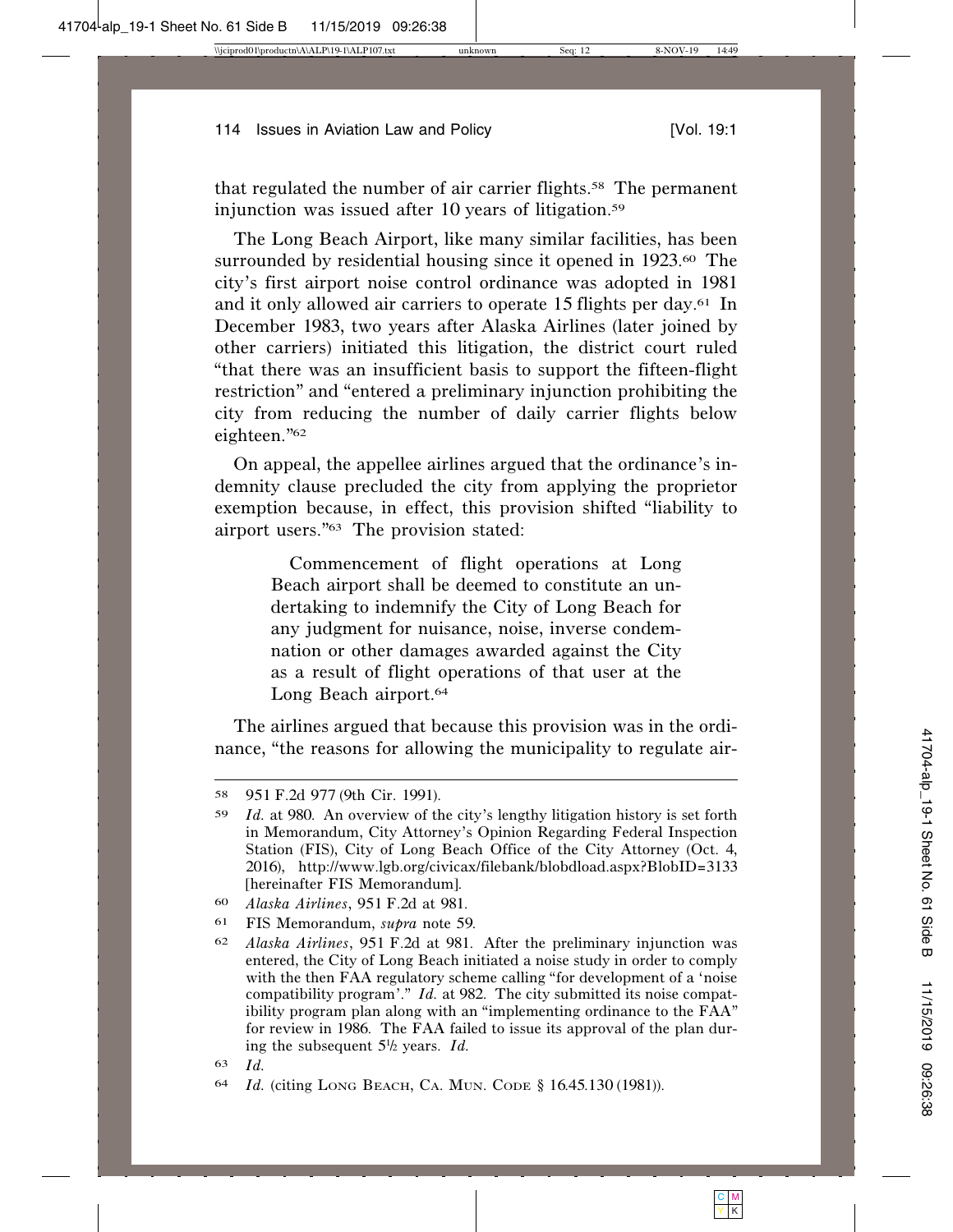that regulated the number of air carrier flights.[58] The permanent injunction was issued after 10 years of litigation.[59]

The Long Beach Airport, like many similar facilities, has been surrounded by residential housing since it opened in 1923.[60] The city's first airport noise control ordinance was adopted in 1981 and it only allowed air carriers to operate 15 flights per day.[61] In December 1983, two years after Alaska Airlines (later joined by other carriers) initiated this litigation, the district court ruled "that there was an insufficient basis to support the fifteen-flight restriction" and "entered a preliminary injunction prohibiting the city from reducing the number of daily carrier flights below eighteen."[62]

On appeal, the appellee airlines argued that the ordinance's indemnity clause precluded the city from applying the proprietor exemption because, in effect, this provision shifted "liability to airport users."[63] The provision stated:

> Commencement of flight operations at Long Beach airport shall be deemed to constitute an undertaking to indemnify the City of Long Beach for any judgment for nuisance, noise, inverse condemnation or other damages awarded against the City as a result of flight operations of that user at the Long Beach airport.[64]

The airlines argued that because this provision was in the ordinance, "the reasons for allowing the municipality to regulate air-

---

58 951 F.2d 977 (9th Cir. 1991).

59 *Id.* at 980. An overview of the city's lengthy litigation history is set forth in Memorandum, City Attorney's Opinion Regarding Federal Inspection Station (FIS), City of Long Beach Office of the City Attorney (Oct. 4, 2016), http://www.lgb.org/civicax/filebank/blobdload.aspx?BlobID=3133 [hereinafter FIS Memorandum].

60 *Alaska Airlines*, 951 F.2d at 981.

61 FIS Memorandum, *supra* note 59.

62 *Alaska Airlines*, 951 F.2d at 981. After the preliminary injunction was entered, the City of Long Beach initiated a noise study in order to comply with the then FAA regulatory scheme calling "for development of a 'noise compatibility program'." *Id.* at 982. The city submitted its noise compatibility program plan along with an "implementing ordinance to the FAA" for review in 1986. The FAA failed to issue its approval of the plan during the subsequent 5½ years. *Id.*

63 *Id.*

64 *Id.* (citing LONG BEACH, CA. MUN. CODE § 16.45.130 (1981)).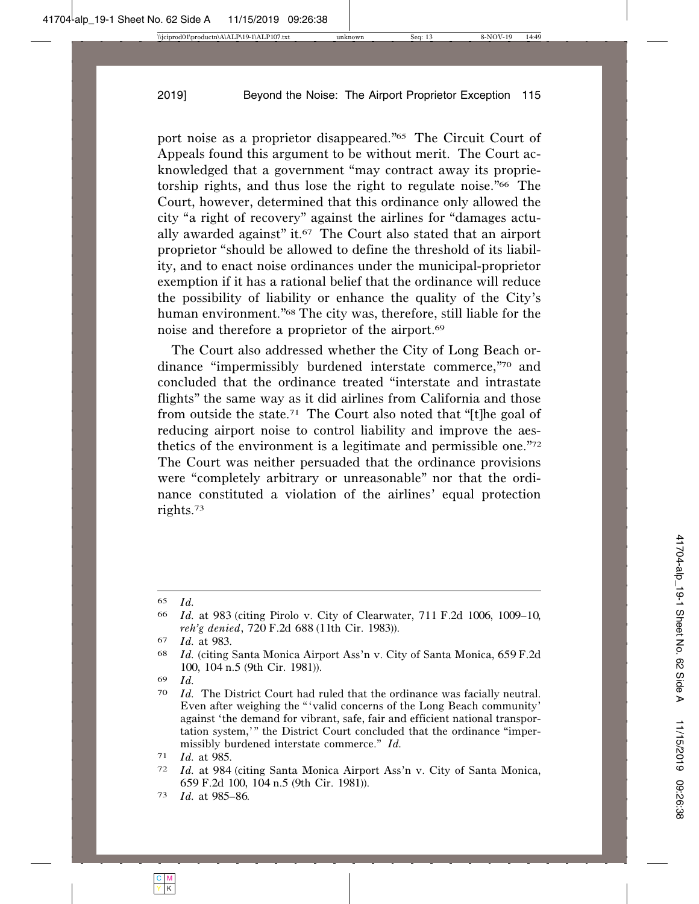port noise as a proprietor disappeared."[65] The Circuit Court of Appeals found this argument to be without merit. The Court acknowledged that a government "may contract away its proprietorship rights, and thus lose the right to regulate noise."[66] The Court, however, determined that this ordinance only allowed the city "a right of recovery" against the airlines for "damages actually awarded against" it.[67] The Court also stated that an airport proprietor "should be allowed to define the threshold of its liability, and to enact noise ordinances under the municipal-proprietor exemption if it has a rational belief that the ordinance will reduce the possibility of liability or enhance the quality of the City's human environment."[68] The city was, therefore, still liable for the noise and therefore a proprietor of the airport.[69]

The Court also addressed whether the City of Long Beach ordinance "impermissibly burdened interstate commerce,"[70] and concluded that the ordinance treated "interstate and intrastate flights" the same way as it did airlines from California and those from outside the state.[71] The Court also noted that "[t]he goal of reducing airport noise to control liability and improve the aesthetics of the environment is a legitimate and permissible one."[72] The Court was neither persuaded that the ordinance provisions were "completely arbitrary or unreasonable" nor that the ordinance constituted a violation of the airlines' equal protection rights.[73]

---

65 *Id.*

66 *Id.* at 983 (citing Pirolo v. City of Clearwater, 711 F.2d 1006, 1009–10, *reh'g denied*, 720 F.2d 688 (11th Cir. 1983)).

67 *Id.* at 983.

68 *Id.* (citing Santa Monica Airport Ass'n v. City of Santa Monica, 659 F.2d 100, 104 n.5 (9th Cir. 1981)).

69 *Id.*

70 *Id.* The District Court had ruled that the ordinance was facially neutral. Even after weighing the "'valid concerns of the Long Beach community' against 'the demand for vibrant, safe, fair and efficient national transportation system,'" the District Court concluded that the ordinance "impermissibly burdened interstate commerce." *Id.*

71 *Id.* at 985.

72 *Id.* at 984 (citing Santa Monica Airport Ass'n v. City of Santa Monica, 659 F.2d 100, 104 n.5 (9th Cir. 1981)).

73 *Id.* at 985–86.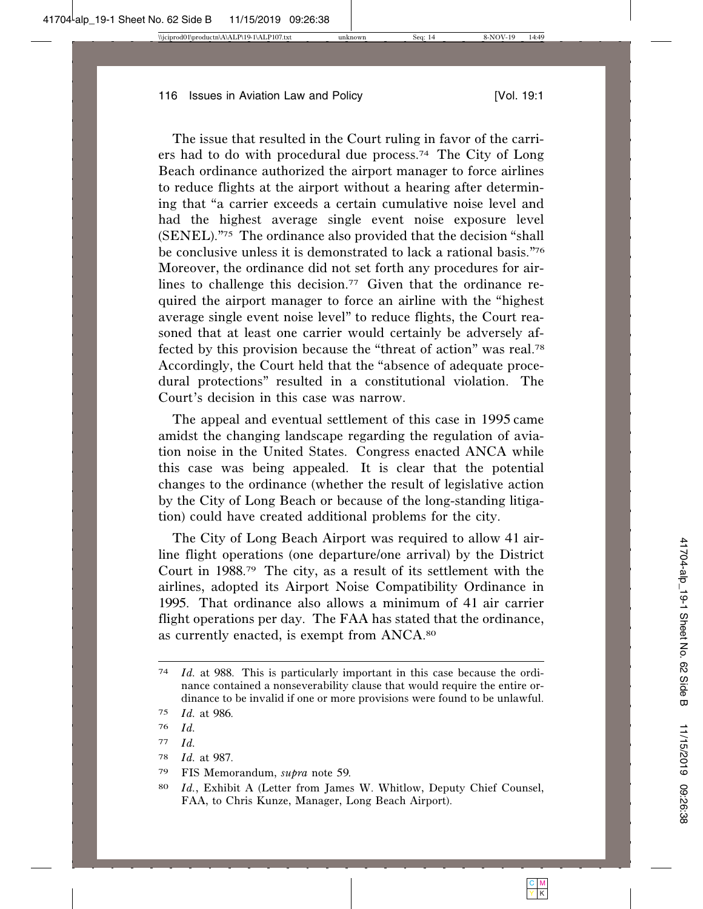The issue that resulted in the Court ruling in favor of the carriers had to do with procedural due process.[74] The City of Long Beach ordinance authorized the airport manager to force airlines to reduce flights at the airport without a hearing after determining that "a carrier exceeds a certain cumulative noise level and had the highest average single event noise exposure level (SENEL)."[75] The ordinance also provided that the decision "shall be conclusive unless it is demonstrated to lack a rational basis."[76] Moreover, the ordinance did not set forth any procedures for airlines to challenge this decision.[77] Given that the ordinance required the airport manager to force an airline with the "highest average single event noise level" to reduce flights, the Court reasoned that at least one carrier would certainly be adversely affected by this provision because the "threat of action" was real.[78] Accordingly, the Court held that the "absence of adequate procedural protections" resulted in a constitutional violation. The Court's decision in this case was narrow.

The appeal and eventual settlement of this case in 1995 came amidst the changing landscape regarding the regulation of aviation noise in the United States. Congress enacted ANCA while this case was being appealed. It is clear that the potential changes to the ordinance (whether the result of legislative action by the City of Long Beach or because of the long-standing litigation) could have created additional problems for the city.

The City of Long Beach Airport was required to allow 41 airline flight operations (one departure/one arrival) by the District Court in 1988.[79] The city, as a result of its settlement with the airlines, adopted its Airport Noise Compatibility Ordinance in 1995. That ordinance also allows a minimum of 41 air carrier flight operations per day. The FAA has stated that the ordinance, as currently enacted, is exempt from ANCA.[80]

---

[74] *Id.* at 988. This is particularly important in this case because the ordinance contained a nonseverability clause that would require the entire ordinance to be invalid if one or more provisions were found to be unlawful.

[75] *Id.* at 986.

[76] *Id.*

[77] *Id.*

[78] *Id.* at 987.

[79] FIS Memorandum, *supra* note 59.

[80] *Id.*, Exhibit A (Letter from James W. Whitlow, Deputy Chief Counsel, FAA, to Chris Kunze, Manager, Long Beach Airport).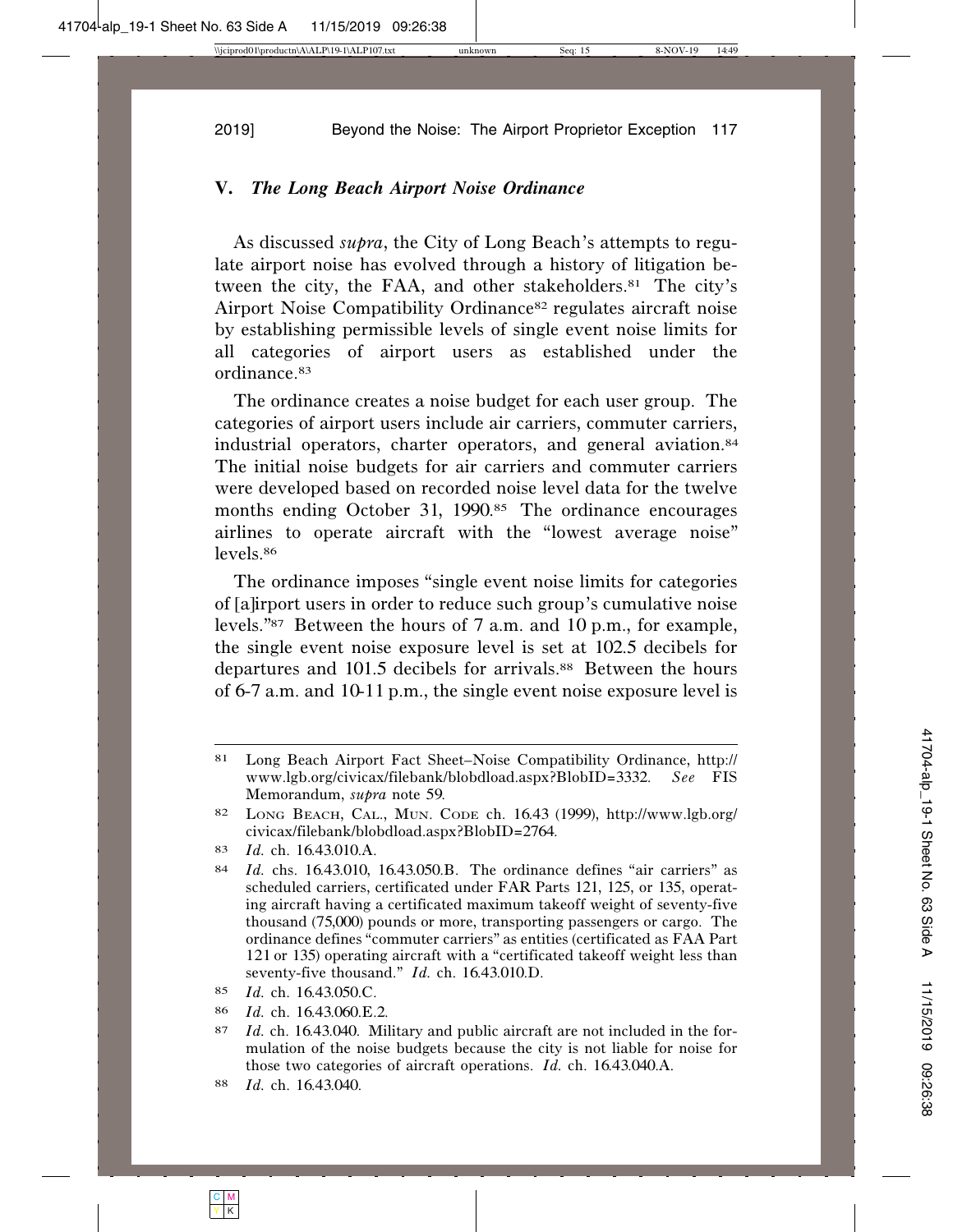## V. *The Long Beach Airport Noise Ordinance*

As discussed *supra*, the City of Long Beach's attempts to regulate airport noise has evolved through a history of litigation between the city, the FAA, and other stakeholders.[81] The city's Airport Noise Compatibility Ordinance[82] regulates aircraft noise by establishing permissible levels of single event noise limits for all categories of airport users as established under the ordinance.[83]

The ordinance creates a noise budget for each user group. The categories of airport users include air carriers, commuter carriers, industrial operators, charter operators, and general aviation.[84] The initial noise budgets for air carriers and commuter carriers were developed based on recorded noise level data for the twelve months ending October 31, 1990.[85] The ordinance encourages airlines to operate aircraft with the "lowest average noise" levels.[86]

The ordinance imposes "single event noise limits for categories of [a]irport users in order to reduce such group's cumulative noise levels."[87] Between the hours of 7 a.m. and 10 p.m., for example, the single event noise exposure level is set at 102.5 decibels for departures and 101.5 decibels for arrivals.[88] Between the hours of 6-7 a.m. and 10-11 p.m., the single event noise exposure level is

---

[81] Long Beach Airport Fact Sheet–Noise Compatibility Ordinance, http://www.lgb.org/civicax/filebank/blobdload.aspx?BlobID=3332. *See* FIS Memorandum, *supra* note 59.

[82] Long Beach, Cal., Mun. Code ch. 16.43 (1999), http://www.lgb.org/civicax/filebank/blobdload.aspx?BlobID=2764.

[83] *Id.* ch. 16.43.010.A.

[84] *Id.* chs. 16.43.010, 16.43.050.B. The ordinance defines "air carriers" as scheduled carriers, certificated under FAR Parts 121, 125, or 135, operating aircraft having a certificated maximum takeoff weight of seventy-five thousand (75,000) pounds or more, transporting passengers or cargo. The ordinance defines "commuter carriers" as entities (certificated as FAA Part 121 or 135) operating aircraft with a "certificated takeoff weight less than seventy-five thousand." *Id.* ch. 16.43.010.D.

[85] *Id.* ch. 16.43.050.C.

[86] *Id.* ch. 16.43.060.E.2.

[87] *Id.* ch. 16.43.040. Military and public aircraft are not included in the formulation of the noise budgets because the city is not liable for noise for those two categories of aircraft operations. *Id.* ch. 16.43.040.A.

[88] *Id.* ch. 16.43.040.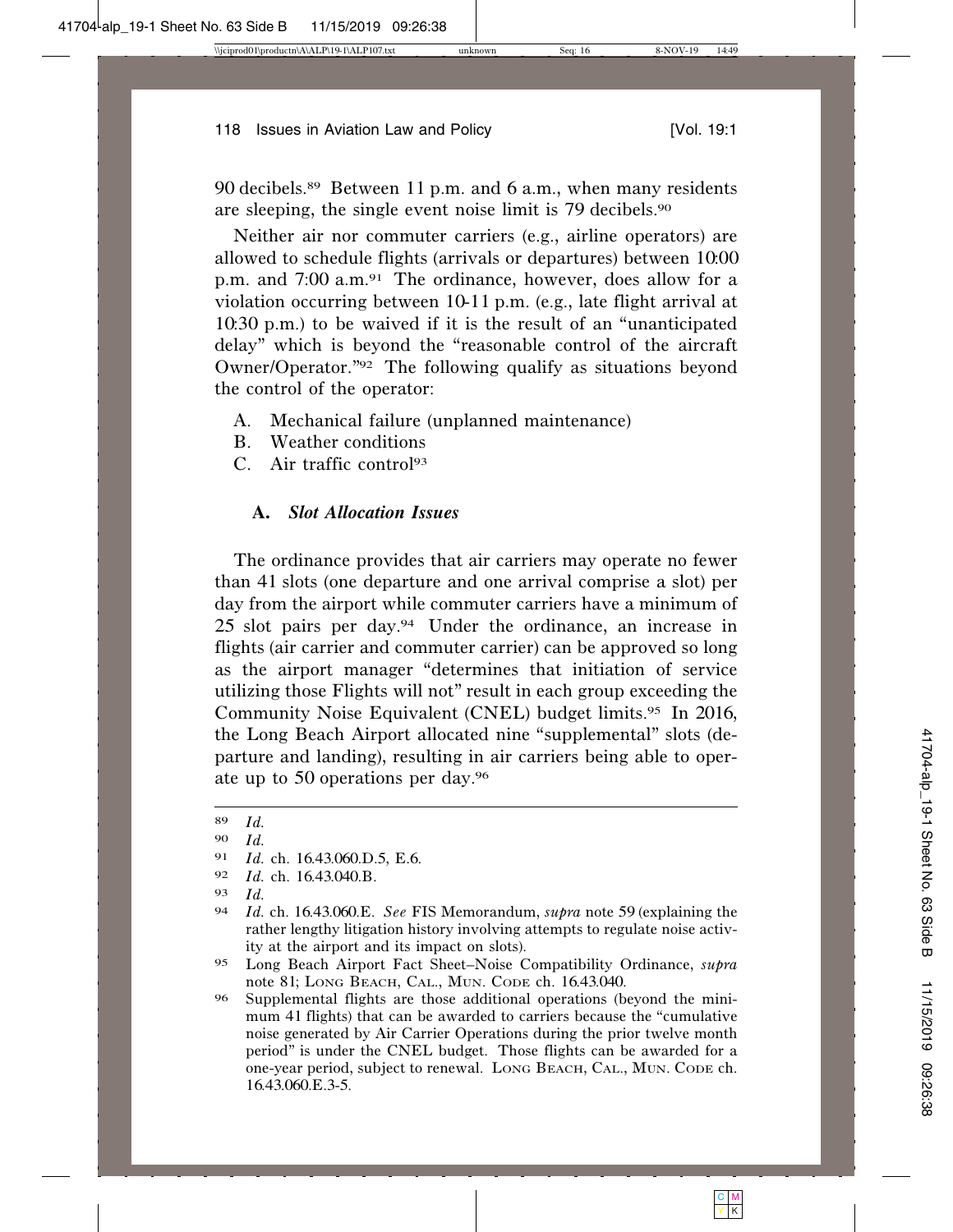90 decibels.[89] Between 11 p.m. and 6 a.m., when many residents are sleeping, the single event noise limit is 79 decibels.[90]

Neither air nor commuter carriers (e.g., airline operators) are allowed to schedule flights (arrivals or departures) between 10:00 p.m. and 7:00 a.m.[91] The ordinance, however, does allow for a violation occurring between 10-11 p.m. (e.g., late flight arrival at 10:30 p.m.) to be waived if it is the result of an "unanticipated delay" which is beyond the "reasonable control of the aircraft Owner/Operator."[92] The following qualify as situations beyond the control of the operator:

A. Mechanical failure (unplanned maintenance)
B. Weather conditions
C. Air traffic control[93]

### A. *Slot Allocation Issues*

The ordinance provides that air carriers may operate no fewer than 41 slots (one departure and one arrival comprise a slot) per day from the airport while commuter carriers have a minimum of 25 slot pairs per day.[94] Under the ordinance, an increase in flights (air carrier and commuter carrier) can be approved so long as the airport manager "determines that initiation of service utilizing those Flights will not" result in each group exceeding the Community Noise Equivalent (CNEL) budget limits.[95] In 2016, the Long Beach Airport allocated nine "supplemental" slots (departure and landing), resulting in air carriers being able to operate up to 50 operations per day.[96]

---

89 *Id.*

90 *Id.*

91 *Id.* ch. 16.43.060.D.5, E.6.

92 *Id.* ch. 16.43.040.B.

93 *Id.*

94 *Id.* ch. 16.43.060.E. *See* FIS Memorandum, *supra* note 59 (explaining the rather lengthy litigation history involving attempts to regulate noise activity at the airport and its impact on slots).

95 Long Beach Airport Fact Sheet–Noise Compatibility Ordinance, *supra* note 81; Long Beach, Cal., Mun. Code ch. 16.43.040.

96 Supplemental flights are those additional operations (beyond the minimum 41 flights) that can be awarded to carriers because the "cumulative noise generated by Air Carrier Operations during the prior twelve month period" is under the CNEL budget. Those flights can be awarded for a one-year period, subject to renewal. Long Beach, Cal., Mun. Code ch. 16.43.060.E.3-5.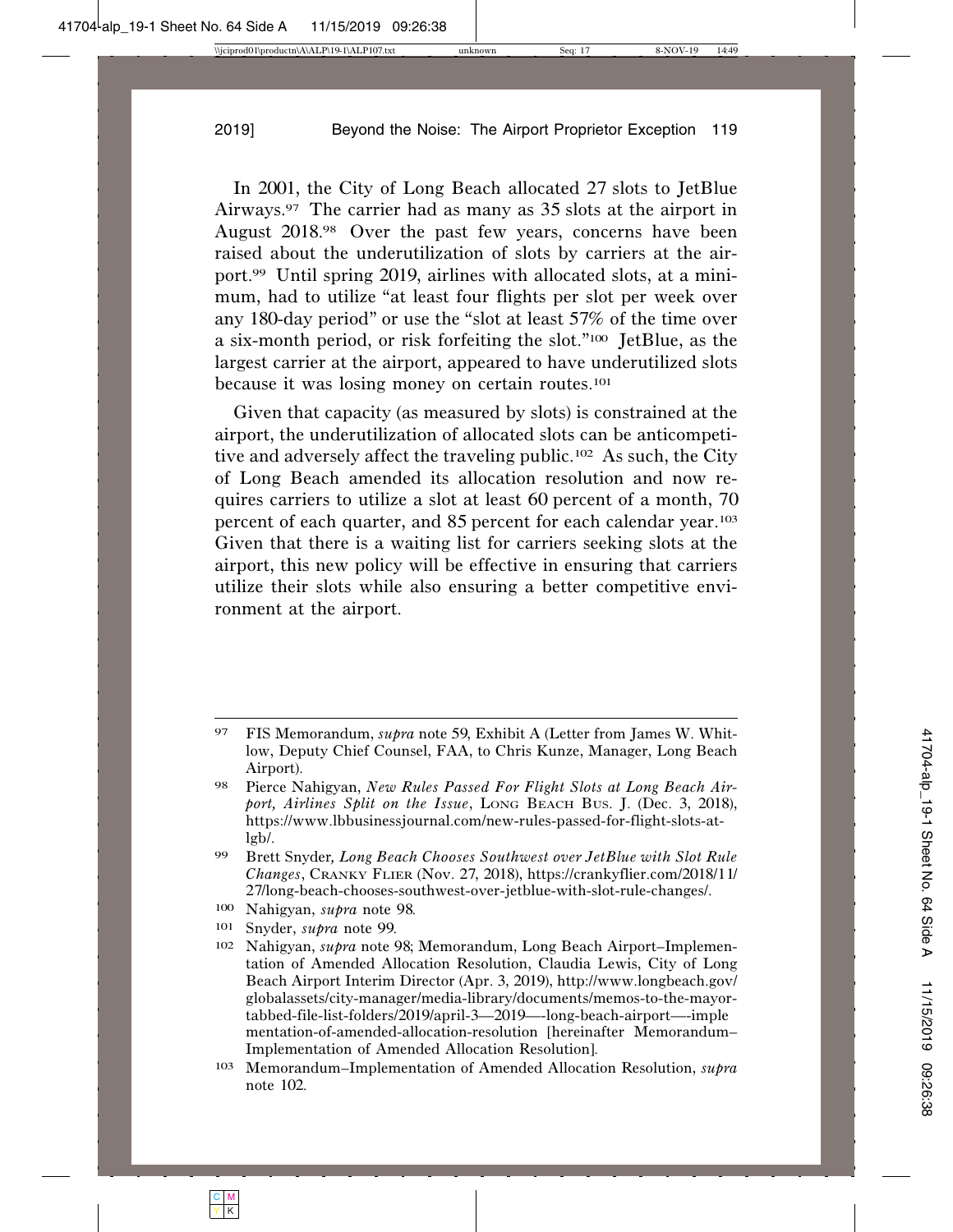In 2001, the City of Long Beach allocated 27 slots to JetBlue Airways.[97] The carrier had as many as 35 slots at the airport in August 2018.[98] Over the past few years, concerns have been raised about the underutilization of slots by carriers at the airport.[99] Until spring 2019, airlines with allocated slots, at a minimum, had to utilize "at least four flights per slot per week over any 180-day period" or use the "slot at least 57% of the time over a six-month period, or risk forfeiting the slot."[100] JetBlue, as the largest carrier at the airport, appeared to have underutilized slots because it was losing money on certain routes.[101]

Given that capacity (as measured by slots) is constrained at the airport, the underutilization of allocated slots can be anticompetitive and adversely affect the traveling public.[102] As such, the City of Long Beach amended its allocation resolution and now requires carriers to utilize a slot at least 60 percent of a month, 70 percent of each quarter, and 85 percent for each calendar year.[103] Given that there is a waiting list for carriers seeking slots at the airport, this new policy will be effective in ensuring that carriers utilize their slots while also ensuring a better competitive environment at the airport.

---

[97] FIS Memorandum, *supra* note 59, Exhibit A (Letter from James W. Whitlow, Deputy Chief Counsel, FAA, to Chris Kunze, Manager, Long Beach Airport).

[98] Pierce Nahigyan, *New Rules Passed For Flight Slots at Long Beach Airport, Airlines Split on the Issue*, LONG BEACH BUS. J. (Dec. 3, 2018), https://www.lbbusinessjournal.com/new-rules-passed-for-flight-slots-at-lgb/.

[99] Brett Snyder*, Long Beach Chooses Southwest over JetBlue with Slot Rule Changes*, CRANKY FLIER (Nov. 27, 2018), https://crankyflier.com/2018/11/27/long-beach-chooses-southwest-over-jetblue-with-slot-rule-changes/.

[100] Nahigyan, *supra* note 98.

[101] Snyder, *supra* note 99.

[102] Nahigyan, *supra* note 98; Memorandum, Long Beach Airport–Implementation of Amended Allocation Resolution, Claudia Lewis, City of Long Beach Airport Interim Director (Apr. 3, 2019), http://www.longbeach.gov/globalassets/city-manager/media-library/documents/memos-to-the-mayor-tabbed-file-list-folders/2019/april-3—2019—-long-beach-airport—-implementation-of-amended-allocation-resolution [hereinafter Memorandum–Implementation of Amended Allocation Resolution].

[103] Memorandum–Implementation of Amended Allocation Resolution, *supra* note 102.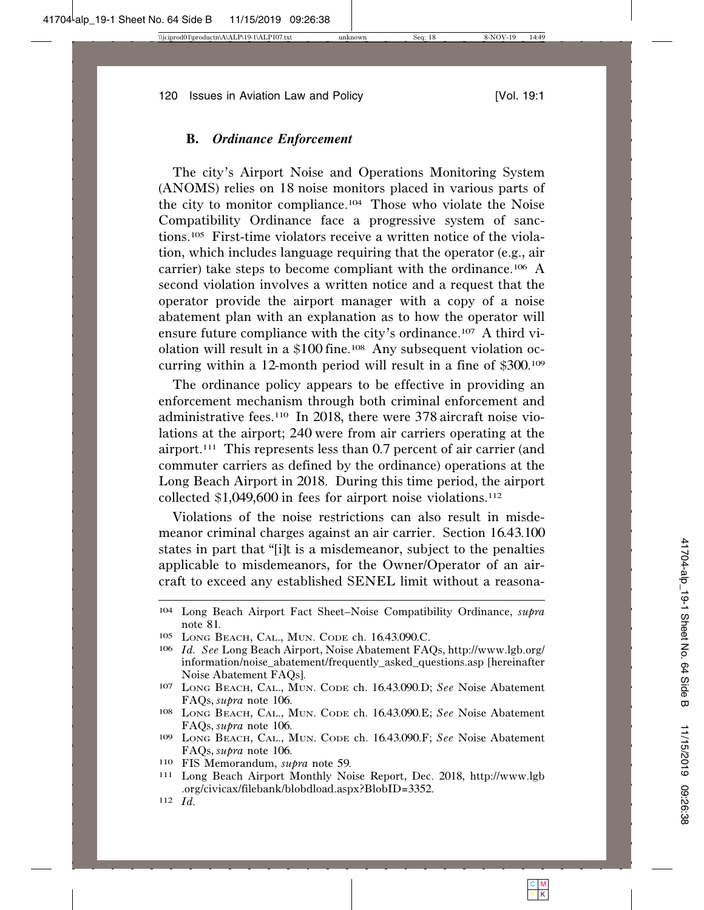### B. *Ordinance Enforcement*

The city's Airport Noise and Operations Monitoring System (ANOMS) relies on 18 noise monitors placed in various parts of the city to monitor compliance.[104] Those who violate the Noise Compatibility Ordinance face a progressive system of sanctions.[105] First-time violators receive a written notice of the violation, which includes language requiring that the operator (e.g., air carrier) take steps to become compliant with the ordinance.[106] A second violation involves a written notice and a request that the operator provide the airport manager with a copy of a noise abatement plan with an explanation as to how the operator will ensure future compliance with the city's ordinance.[107] A third violation will result in a $100 fine.[108] Any subsequent violation occurring within a 12-month period will result in a fine of $300.[109]

The ordinance policy appears to be effective in providing an enforcement mechanism through both criminal enforcement and administrative fees.[110] In 2018, there were 378 aircraft noise violations at the airport; 240 were from air carriers operating at the airport.[111] This represents less than 0.7 percent of air carrier (and commuter carriers as defined by the ordinance) operations at the Long Beach Airport in 2018. During this time period, the airport collected $1,049,600 in fees for airport noise violations.[112]

Violations of the noise restrictions can also result in misdemeanor criminal charges against an air carrier. Section 16.43.100 states in part that "[i]t is a misdemeanor, subject to the penalties applicable to misdemeanors, for the Owner/Operator of an aircraft to exceed any established SENEL limit without a reasona-

---

[104] Long Beach Airport Fact Sheet–Noise Compatibility Ordinance, *supra* note 81.

[105] LONG BEACH, CAL., MUN. CODE ch. 16.43.090.C.

[106] *Id. See* Long Beach Airport, Noise Abatement FAQs, http://www.lgb.org/information/noise_abatement/frequently_asked_questions.asp [hereinafter Noise Abatement FAQs].

[107] LONG BEACH, CAL., MUN. CODE ch. 16.43.090.D; *See* Noise Abatement FAQs, *supra* note 106.

[108] LONG BEACH, CAL., MUN. CODE ch. 16.43.090.E; *See* Noise Abatement FAQs, *supra* note 106.

[109] LONG BEACH, CAL., MUN. CODE ch. 16.43.090.F; *See* Noise Abatement FAQs, *supra* note 106.

[110] FIS Memorandum, *supra* note 59.

[111] Long Beach Airport Monthly Noise Report, Dec. 2018, http://www.lgb.org/civicax/filebank/blobdload.aspx?BlobID=3352.

[112] *Id.*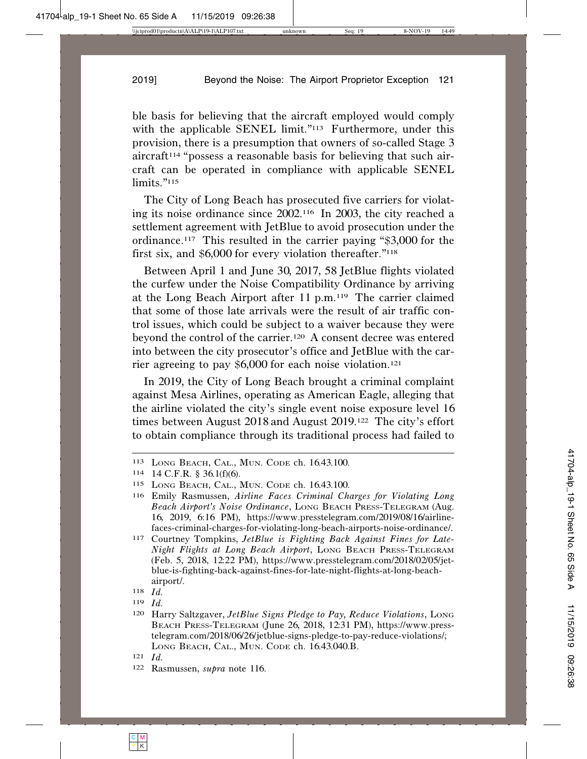ble basis for believing that the aircraft employed would comply with the applicable SENEL limit."[113] Furthermore, under this provision, there is a presumption that owners of so-called Stage 3 aircraft[114] "possess a reasonable basis for believing that such aircraft can be operated in compliance with applicable SENEL limits."[115]

The City of Long Beach has prosecuted five carriers for violating its noise ordinance since 2002.[116] In 2003, the city reached a settlement agreement with JetBlue to avoid prosecution under the ordinance.[117] This resulted in the carrier paying "$3,000 for the first six, and $6,000 for every violation thereafter."[118]

Between April 1 and June 30, 2017, 58 JetBlue flights violated the curfew under the Noise Compatibility Ordinance by arriving at the Long Beach Airport after 11 p.m.[119] The carrier claimed that some of those late arrivals were the result of air traffic control issues, which could be subject to a waiver because they were beyond the control of the carrier.[120] A consent decree was entered into between the city prosecutor's office and JetBlue with the carrier agreeing to pay $6,000 for each noise violation.[121]

In 2019, the City of Long Beach brought a criminal complaint against Mesa Airlines, operating as American Eagle, alleging that the airline violated the city's single event noise exposure level 16 times between August 2018 and August 2019.[122] The city's effort to obtain compliance through its traditional process had failed to

---

[113] Long Beach, Cal., Mun. Code ch. 16.43.100.

[114] 14 C.F.R. § 36.1(f)(6).

[115] Long Beach, Cal., Mun. Code ch. 16.43.100.

[116] Emily Rasmussen, *Airline Faces Criminal Charges for Violating Long Beach Airport's Noise Ordinance*, Long Beach Press-Telegram (Aug. 16, 2019, 6:16 PM), https://www.presstelegram.com/2019/08/16/airline-faces-criminal-charges-for-violating-long-beach-airports-noise-ordinance/.

[117] Courtney Tompkins, *JetBlue is Fighting Back Against Fines for Late-Night Flights at Long Beach Airport*, Long Beach Press-Telegram (Feb. 5, 2018, 12:22 PM), https://www.presstelegram.com/2018/02/05/jetblue-is-fighting-back-against-fines-for-late-night-flights-at-long-beach-airport/.

[118] *Id.*

[119] *Id.*

[120] Harry Saltzgaver, *JetBlue Signs Pledge to Pay, Reduce Violations*, Long Beach Press-Telegram (June 26, 2018, 12:31 PM), https://www.presstelegram.com/2018/06/26/jetblue-signs-pledge-to-pay-reduce-violations/; Long Beach, Cal., Mun. Code ch. 16.43.040.B.

[121] *Id.*

[122] Rasmussen, *supra* note 116.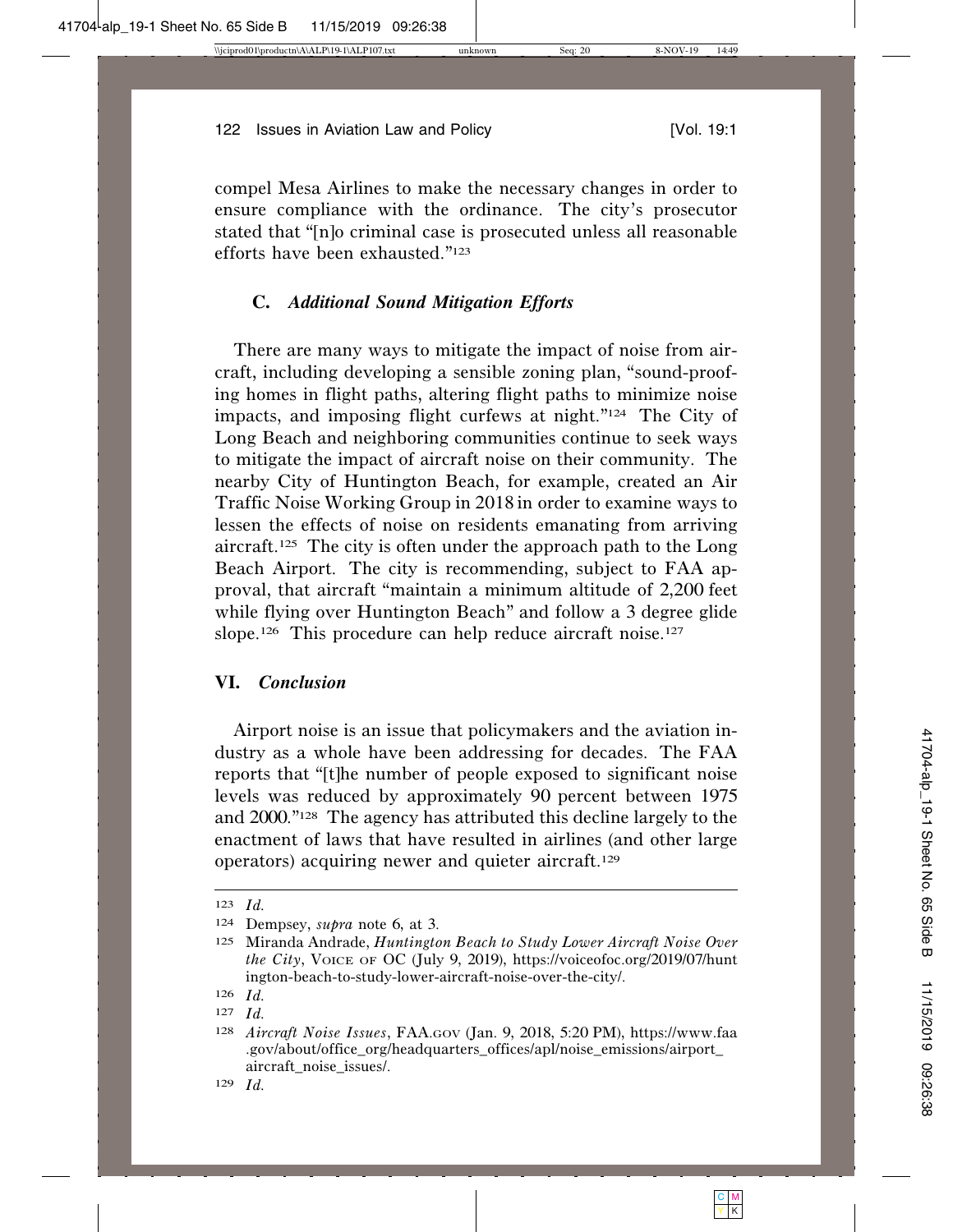compel Mesa Airlines to make the necessary changes in order to ensure compliance with the ordinance. The city's prosecutor stated that "[n]o criminal case is prosecuted unless all reasonable efforts have been exhausted."[123]

### C. *Additional Sound Mitigation Efforts*

There are many ways to mitigate the impact of noise from aircraft, including developing a sensible zoning plan, "sound-proofing homes in flight paths, altering flight paths to minimize noise impacts, and imposing flight curfews at night."[124] The City of Long Beach and neighboring communities continue to seek ways to mitigate the impact of aircraft noise on their community. The nearby City of Huntington Beach, for example, created an Air Traffic Noise Working Group in 2018 in order to examine ways to lessen the effects of noise on residents emanating from arriving aircraft.[125] The city is often under the approach path to the Long Beach Airport. The city is recommending, subject to FAA approval, that aircraft "maintain a minimum altitude of 2,200 feet while flying over Huntington Beach" and follow a 3 degree glide slope.[126] This procedure can help reduce aircraft noise.[127]

## VI. *Conclusion*

Airport noise is an issue that policymakers and the aviation industry as a whole have been addressing for decades. The FAA reports that "[t]he number of people exposed to significant noise levels was reduced by approximately 90 percent between 1975 and 2000."[128] The agency has attributed this decline largely to the enactment of laws that have resulted in airlines (and other large operators) acquiring newer and quieter aircraft.[129]

---

123 *Id.*

124 Dempsey, *supra* note 6, at 3.

125 Miranda Andrade, *Huntington Beach to Study Lower Aircraft Noise Over the City*, VOICE OF OC (July 9, 2019), https://voiceofoc.org/2019/07/huntington-beach-to-study-lower-aircraft-noise-over-the-city/.

126 *Id.*

127 *Id.*

128 *Aircraft Noise Issues*, FAA.GOV (Jan. 9, 2018, 5:20 PM), https://www.faa.gov/about/office_org/headquarters_offices/apl/noise_emissions/airport_aircraft_noise_issues/.

129 *Id.*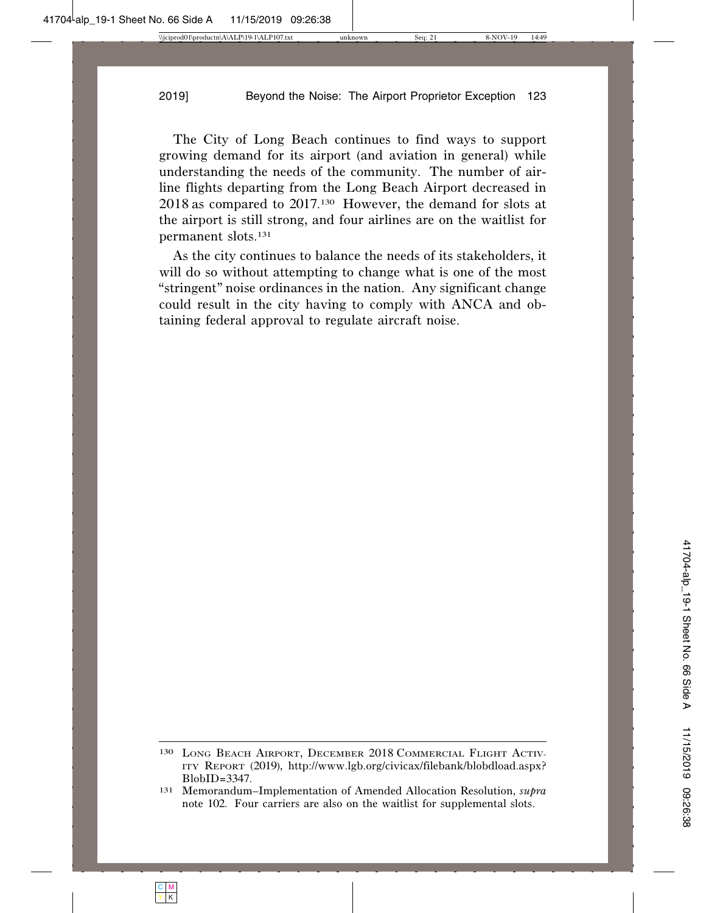The City of Long Beach continues to find ways to support growing demand for its airport (and aviation in general) while understanding the needs of the community. The number of airline flights departing from the Long Beach Airport decreased in 2018 as compared to 2017.[130] However, the demand for slots at the airport is still strong, and four airlines are on the waitlist for permanent slots.[131]

As the city continues to balance the needs of its stakeholders, it will do so without attempting to change what is one of the most "stringent" noise ordinances in the nation. Any significant change could result in the city having to comply with ANCA and obtaining federal approval to regulate aircraft noise.

---

[130] LONG BEACH AIRPORT, DECEMBER 2018 COMMERCIAL FLIGHT ACTIVITY REPORT (2019), http://www.lgb.org/civicax/filebank/blobdload.aspx?BlobID=3347.

[131] Memorandum–Implementation of Amended Allocation Resolution, *supra* note 102. Four carriers are also on the waitlist for supplemental slots.